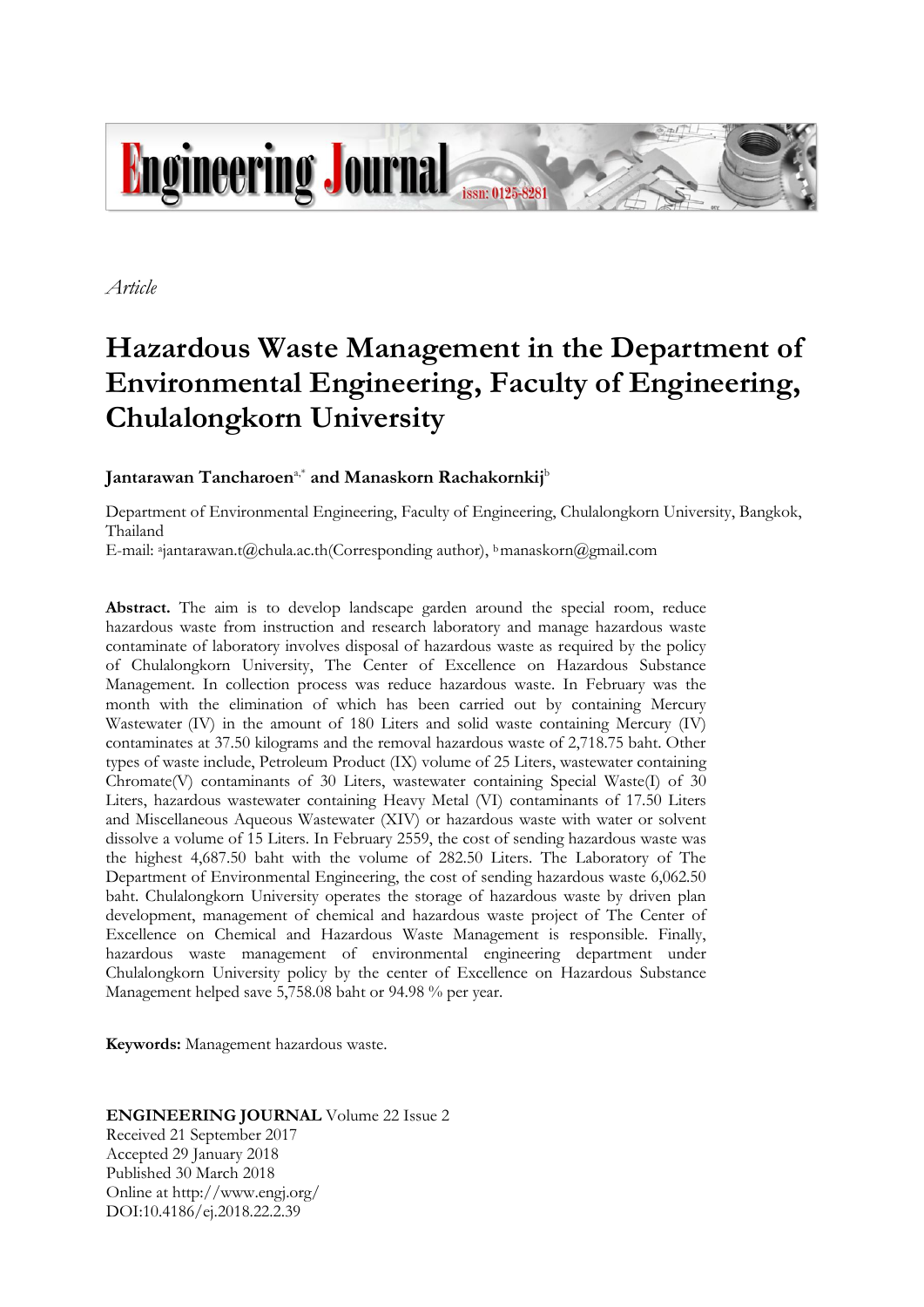*Article*

# Hazardous Waste Management in the Department of Environmental Engineering, Faculty of Engineering, Chulalongkorn University

**Jantarawan Tancharoen**[a,*] **and Manaskorn Rachakornkij**[b]

Department of Environmental Engineering, Faculty of Engineering, Chulalongkorn University, Bangkok, Thailand

E-mail: [a]jantarawan.t@chula.ac.th(Corresponding author), [b]manaskorn@gmail.com

**Abstract.** The aim is to develop landscape garden around the special room, reduce hazardous waste from instruction and research laboratory and manage hazardous waste contaminate of laboratory involves disposal of hazardous waste as required by the policy of Chulalongkorn University, The Center of Excellence on Hazardous Substance Management. In collection process was reduce hazardous waste. In February was the month with the elimination of which has been carried out by containing Mercury Wastewater (IV) in the amount of 180 Liters and solid waste containing Mercury (IV) contaminates at 37.50 kilograms and the removal hazardous waste of 2,718.75 baht. Other types of waste include, Petroleum Product (IX) volume of 25 Liters, wastewater containing Chromate(V) contaminants of 30 Liters, wastewater containing Special Waste(I) of 30 Liters, hazardous wastewater containing Heavy Metal (VI) contaminants of 17.50 Liters and Miscellaneous Aqueous Wastewater (XIV) or hazardous waste with water or solvent dissolve a volume of 15 Liters. In February 2559, the cost of sending hazardous waste was the highest 4,687.50 baht with the volume of 282.50 Liters. The Laboratory of The Department of Environmental Engineering, the cost of sending hazardous waste 6,062.50 baht. Chulalongkorn University operates the storage of hazardous waste by driven plan development, management of chemical and hazardous waste project of The Center of Excellence on Chemical and Hazardous Waste Management is responsible. Finally, hazardous waste management of environmental engineering department under Chulalongkorn University policy by the center of Excellence on Hazardous Substance Management helped save 5,758.08 baht or 94.98 % per year.

**Keywords:** Management hazardous waste.

**ENGINEERING JOURNAL** Volume 22 Issue 2  
Received 21 September 2017  
Accepted 29 January 2018  
Published 30 March 2018  
Online at http://www.engj.org/  
DOI:10.4186/ej.2018.22.2.39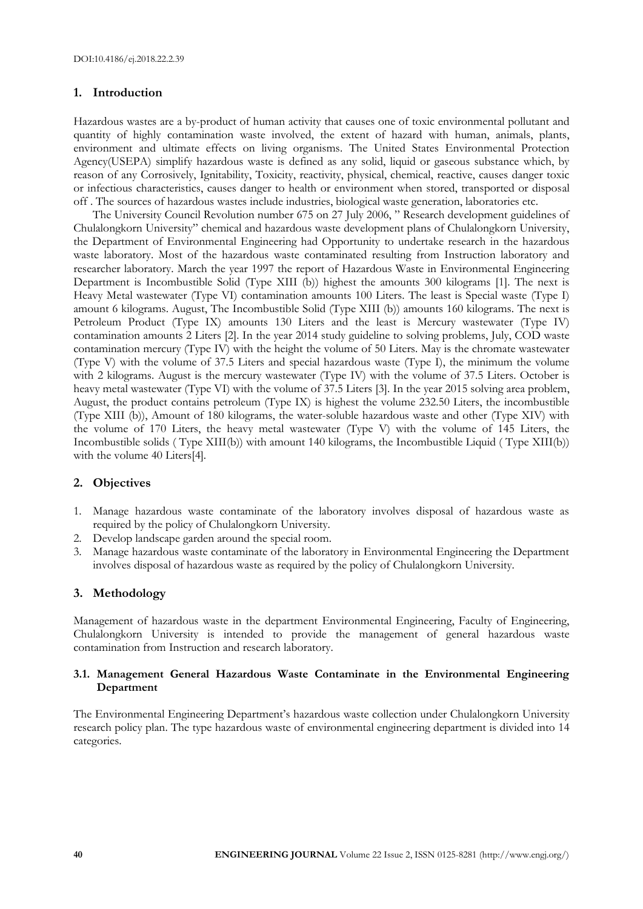## 1. Introduction

Hazardous wastes are a by-product of human activity that causes one of toxic environmental pollutant and quantity of highly contamination waste involved, the extent of hazard with human, animals, plants, environment and ultimate effects on living organisms. The United States Environmental Protection Agency(USEPA) simplify hazardous waste is defined as any solid, liquid or gaseous substance which, by reason of any Corrosively, Ignitability, Toxicity, reactivity, physical, chemical, reactive, causes danger toxic or infectious characteristics, causes danger to health or environment when stored, transported or disposal off . The sources of hazardous wastes include industries, biological waste generation, laboratories etc.

The University Council Revolution number 675 on 27 July 2006, " Research development guidelines of Chulalongkorn University" chemical and hazardous waste development plans of Chulalongkorn University, the Department of Environmental Engineering had Opportunity to undertake research in the hazardous waste laboratory. Most of the hazardous waste contaminated resulting from Instruction laboratory and researcher laboratory. March the year 1997 the report of Hazardous Waste in Environmental Engineering Department is Incombustible Solid (Type XIII (b)) highest the amounts 300 kilograms [1]. The next is Heavy Metal wastewater (Type VI) contamination amounts 100 Liters. The least is Special waste (Type I) amount 6 kilograms. August, The Incombustible Solid (Type XIII (b)) amounts 160 kilograms. The next is Petroleum Product (Type IX) amounts 130 Liters and the least is Mercury wastewater (Type IV) contamination amounts 2 Liters [2]. In the year 2014 study guideline to solving problems, July, COD waste contamination mercury (Type IV) with the height the volume of 50 Liters. May is the chromate wastewater (Type V) with the volume of 37.5 Liters and special hazardous waste (Type I), the minimum the volume with 2 kilograms. August is the mercury wastewater (Type IV) with the volume of 37.5 Liters. October is heavy metal wastewater (Type VI) with the volume of 37.5 Liters [3]. In the year 2015 solving area problem, August, the product contains petroleum (Type IX) is highest the volume 232.50 Liters, the incombustible (Type XIII (b)), Amount of 180 kilograms, the water-soluble hazardous waste and other (Type XIV) with the volume of 170 Liters, the heavy metal wastewater (Type V) with the volume of 145 Liters, the Incombustible solids ( Type XIII(b)) with amount 140 kilograms, the Incombustible Liquid ( Type XIII(b)) with the volume 40 Liters[4].

## 2. Objectives

1. Manage hazardous waste contaminate of the laboratory involves disposal of hazardous waste as required by the policy of Chulalongkorn University.
2. Develop landscape garden around the special room.
3. Manage hazardous waste contaminate of the laboratory in Environmental Engineering the Department involves disposal of hazardous waste as required by the policy of Chulalongkorn University.

## 3. Methodology

Management of hazardous waste in the department Environmental Engineering, Faculty of Engineering, Chulalongkorn University is intended to provide the management of general hazardous waste contamination from Instruction and research laboratory.

### 3.1. Management General Hazardous Waste Contaminate in the Environmental Engineering Department

The Environmental Engineering Department's hazardous waste collection under Chulalongkorn University research policy plan. The type hazardous waste of environmental engineering department is divided into 14 categories.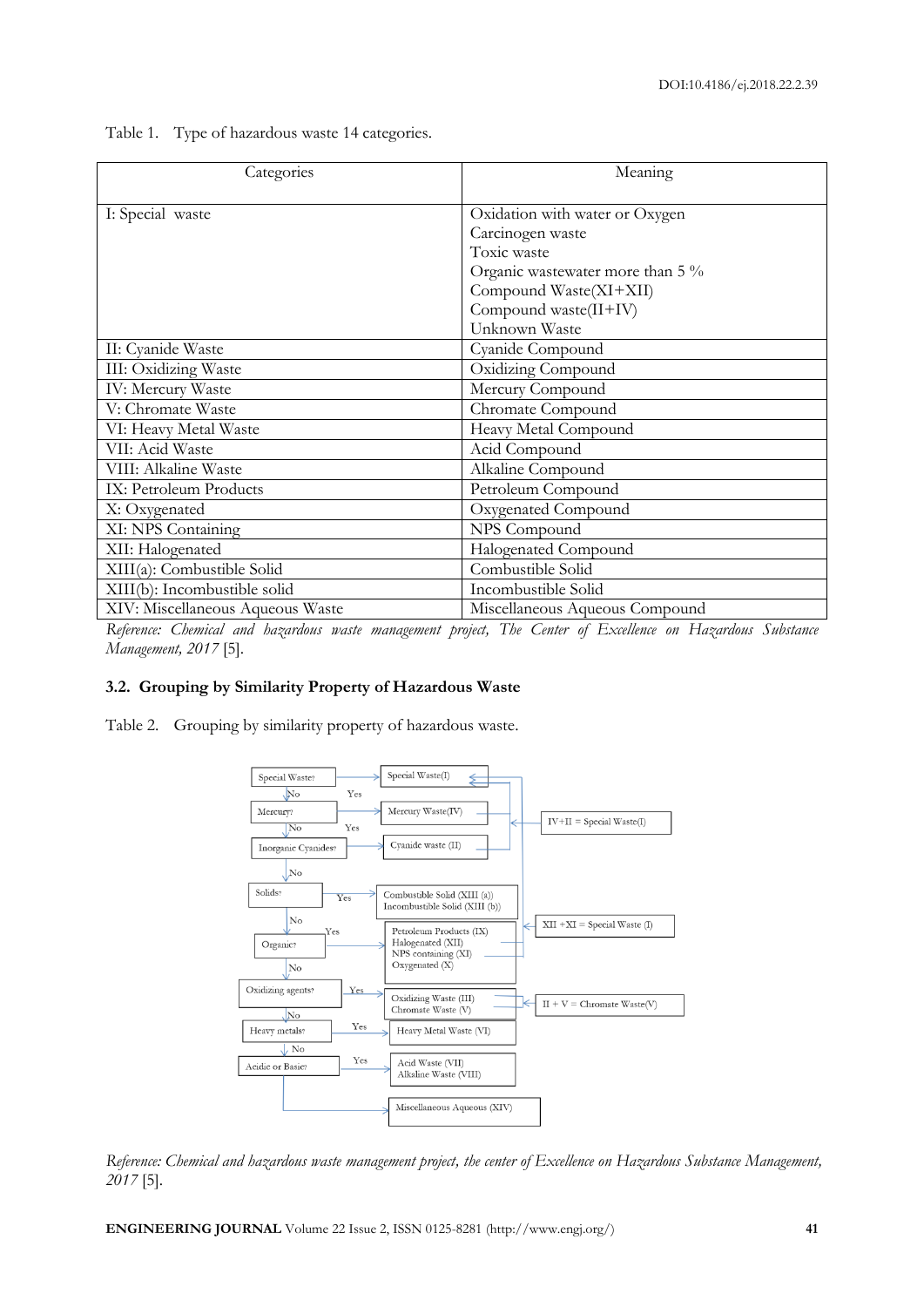Table 1. Type of hazardous waste 14 categories.

| Categories | Meaning |
|---|---|
| I: Special waste | Oxidation with water or Oxygen<br>Carcinogen waste<br>Toxic waste<br>Organic wastewater more than 5 %<br>Compound Waste(XI+XII)<br>Compound waste(II+IV)<br>Unknown Waste |
| II: Cyanide Waste | Cyanide Compound |
| III: Oxidizing Waste | Oxidizing Compound |
| IV: Mercury Waste | Mercury Compound |
| V: Chromate Waste | Chromate Compound |
| VI: Heavy Metal Waste | Heavy Metal Compound |
| VII: Acid Waste | Acid Compound |
| VIII: Alkaline Waste | Alkaline Compound |
| IX: Petroleum Products | Petroleum Compound |
| X: Oxygenated | Oxygenated Compound |
| XI: NPS Containing | NPS Compound |
| XII: Halogenated | Halogenated Compound |
| XIII(a): Combustible Solid | Combustible Solid |
| XIII(b): Incombustible solid | Incombustible Solid |
| XIV: Miscellaneous Aqueous Waste | Miscellaneous Aqueous Compound |

*Reference: Chemical and hazardous waste management project, The Center of Excellence on Hazardous Substance Management, 2017* [5].

### 3.2. Grouping by Similarity Property of Hazardous Waste

Table 2. Grouping by similarity property of hazardous waste.

- Special Waste? — Yes → Special Waste(I); No ↓
- Mercury? — Yes → Mercury Waste(IV); No ↓
- Inorganic Cyanides? — Yes → Cyanide waste (II); No ↓
- Solids? — Yes → Combustible Solid (XIII (a)), Incombustible Solid (XIII (b)); No ↓
- Organic? — Yes → Petroleum Products (IX), Halogenated (XII), NPS containing (XI), Oxygenated (X); No ↓
- Oxidizing agents? — Yes → Oxidizing Waste (III), Chromate Waste (V); No ↓
- Heavy metals? — Yes → Heavy Metal Waste (VI); No ↓
- Acidic or Basic? — Yes → Acid Waste (VII), Alkaline Waste (VIII); No → Miscellaneous Aqueous (XIV)

IV+II = Special Waste(I)

XII +XI = Special Waste (I)

II + V = Chromate Waste(V)

*Reference: Chemical and hazardous waste management project, the center of Excellence on Hazardous Substance Management, 2017* [5].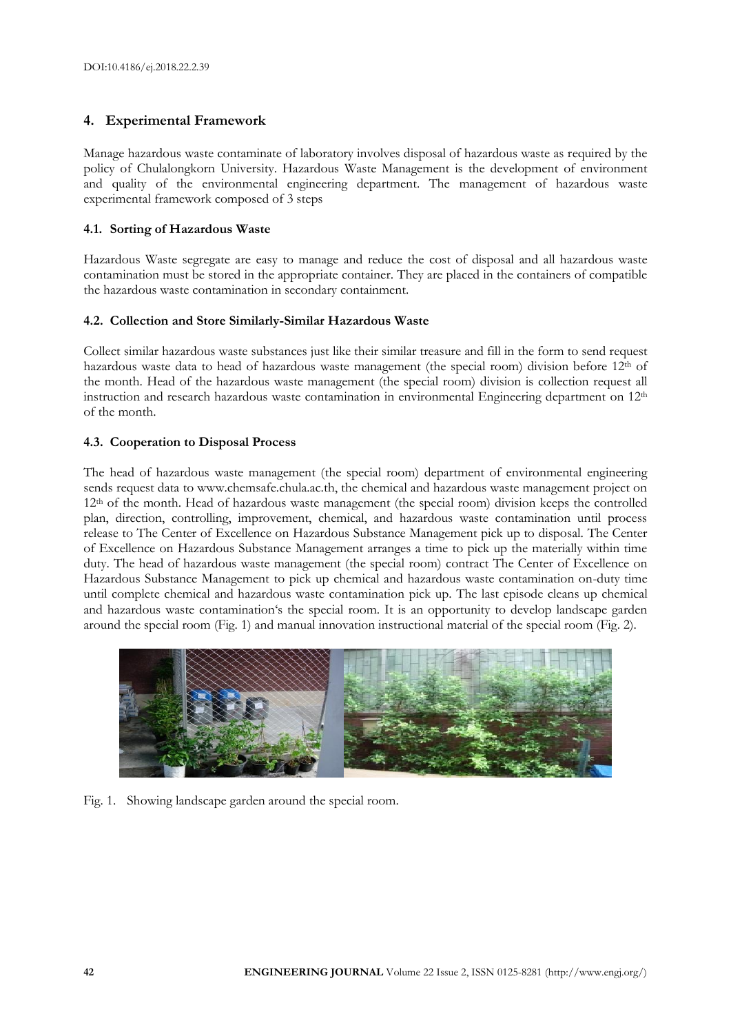## 4. Experimental Framework

Manage hazardous waste contaminate of laboratory involves disposal of hazardous waste as required by the policy of Chulalongkorn University. Hazardous Waste Management is the development of environment and quality of the environmental engineering department. The management of hazardous waste experimental framework composed of 3 steps

### 4.1. Sorting of Hazardous Waste

Hazardous Waste segregate are easy to manage and reduce the cost of disposal and all hazardous waste contamination must be stored in the appropriate container. They are placed in the containers of compatible the hazardous waste contamination in secondary containment.

### 4.2. Collection and Store Similarly-Similar Hazardous Waste

Collect similar hazardous waste substances just like their similar treasure and fill in the form to send request hazardous waste data to head of hazardous waste management (the special room) division before 12th of the month. Head of the hazardous waste management (the special room) division is collection request all instruction and research hazardous waste contamination in environmental Engineering department on 12th of the month.

### 4.3. Cooperation to Disposal Process

The head of hazardous waste management (the special room) department of environmental engineering sends request data to www.chemsafe.chula.ac.th, the chemical and hazardous waste management project on 12th of the month. Head of hazardous waste management (the special room) division keeps the controlled plan, direction, controlling, improvement, chemical, and hazardous waste contamination until process release to The Center of Excellence on Hazardous Substance Management pick up to disposal. The Center of Excellence on Hazardous Substance Management arranges a time to pick up the materially within time duty. The head of hazardous waste management (the special room) contract The Center of Excellence on Hazardous Substance Management to pick up chemical and hazardous waste contamination on-duty time until complete chemical and hazardous waste contamination pick up. The last episode cleans up chemical and hazardous waste contamination's the special room. It is an opportunity to develop landscape garden around the special room (Fig. 1) and manual innovation instructional material of the special room (Fig. 2).

Fig. 1. Showing landscape garden around the special room.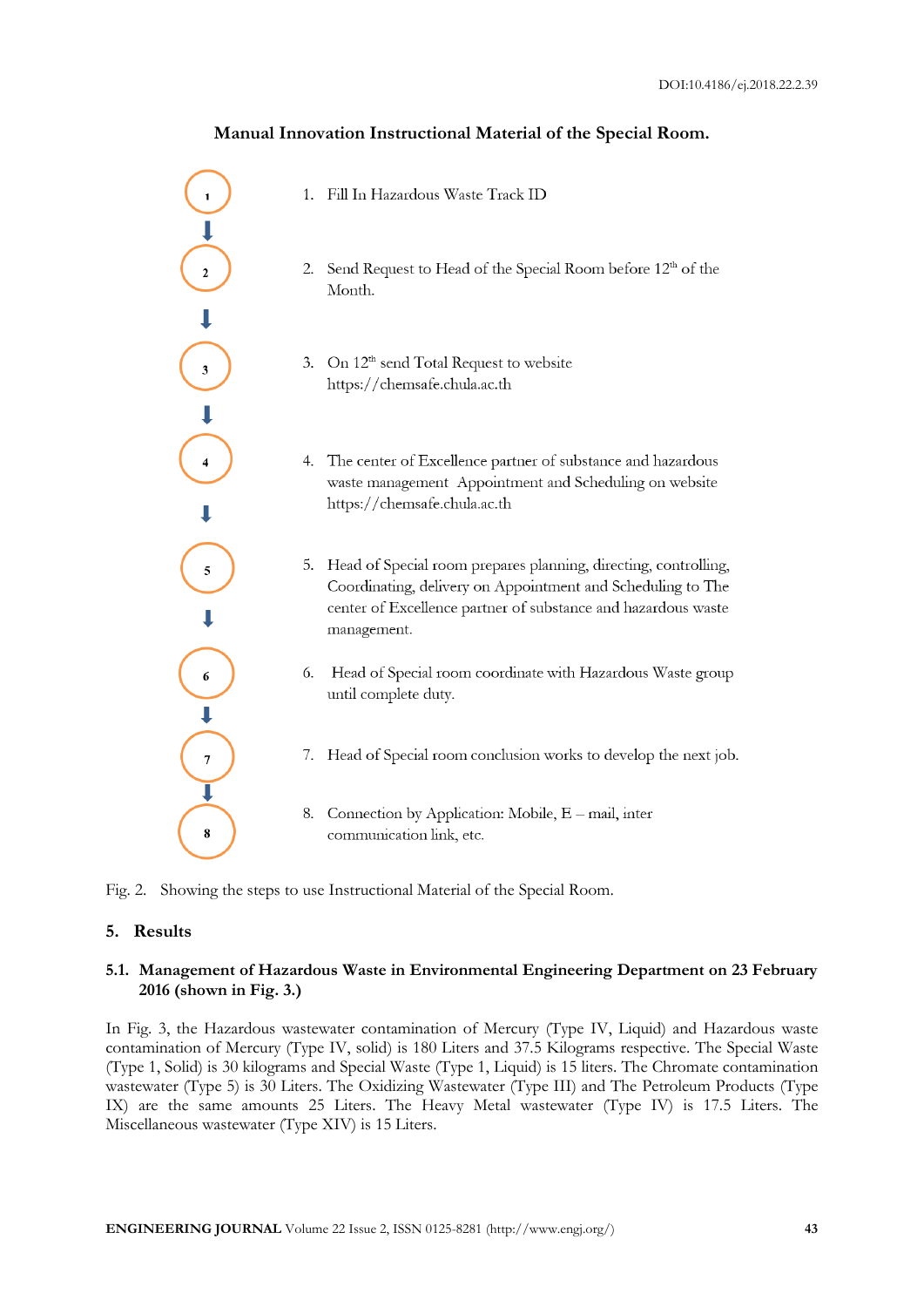**Manual Innovation Instructional Material of the Special Room.**

1. Fill In Hazardous Waste Track ID
2. Send Request to Head of the Special Room before 12[th] of the Month.
3. On 12[th] send Total Request to website https://chemsafe.chula.ac.th
4. The center of Excellence partner of substance and hazardous waste management Appointment and Scheduling on website https://chemsafe.chula.ac.th
5. Head of Special room prepares planning, directing, controlling, Coordinating, delivery on Appointment and Scheduling to The center of Excellence partner of substance and hazardous waste management.
6. Head of Special room coordinate with Hazardous Waste group until complete duty.
7. Head of Special room conclusion works to develop the next job.
8. Connection by Application: Mobile, E – mail, inter communication link, etc.

Fig. 2. Showing the steps to use Instructional Material of the Special Room.

## 5. Results

### 5.1. Management of Hazardous Waste in Environmental Engineering Department on 23 February 2016 (shown in Fig. 3.)

In Fig. 3, the Hazardous wastewater contamination of Mercury (Type IV, Liquid) and Hazardous waste contamination of Mercury (Type IV, solid) is 180 Liters and 37.5 Kilograms respective. The Special Waste (Type 1, Solid) is 30 kilograms and Special Waste (Type 1, Liquid) is 15 liters. The Chromate contamination wastewater (Type 5) is 30 Liters. The Oxidizing Wastewater (Type III) and The Petroleum Products (Type IX) are the same amounts 25 Liters. The Heavy Metal wastewater (Type IV) is 17.5 Liters. The Miscellaneous wastewater (Type XIV) is 15 Liters.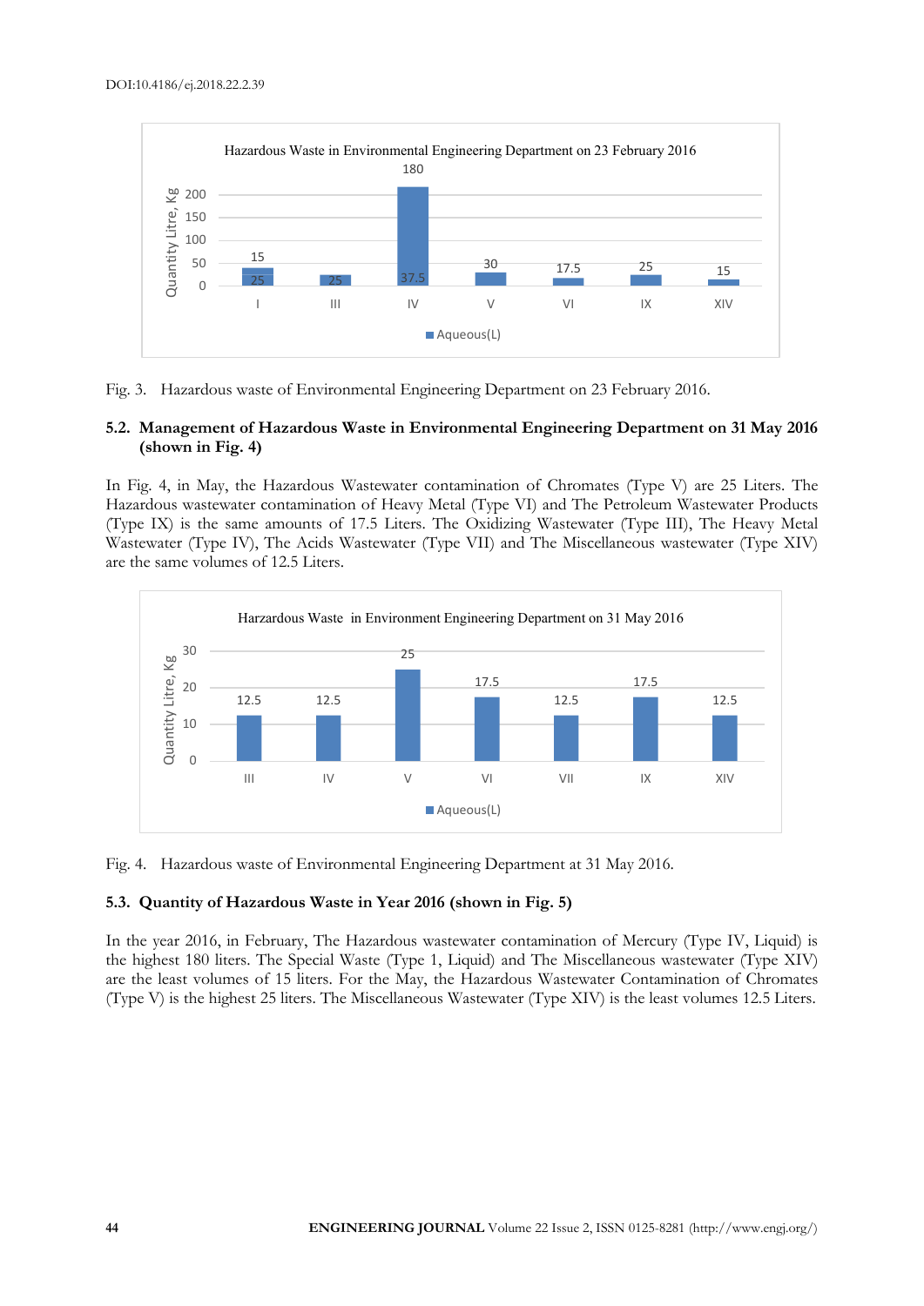Fig. 3. Hazardous waste of Environmental Engineering Department on 23 February 2016.

### 5.2. Management of Hazardous Waste in Environmental Engineering Department on 31 May 2016 (shown in Fig. 4)

In Fig. 4, in May, the Hazardous Wastewater contamination of Chromates (Type V) are 25 Liters. The Hazardous wastewater contamination of Heavy Metal (Type VI) and The Petroleum Wastewater Products (Type IX) is the same amounts of 17.5 Liters. The Oxidizing Wastewater (Type III), The Heavy Metal Wastewater (Type IV), The Acids Wastewater (Type VII) and The Miscellaneous wastewater (Type XIV) are the same volumes of 12.5 Liters.

Fig. 4. Hazardous waste of Environmental Engineering Department at 31 May 2016.

### 5.3. Quantity of Hazardous Waste in Year 2016 (shown in Fig. 5)

In the year 2016, in February, The Hazardous wastewater contamination of Mercury (Type IV, Liquid) is the highest 180 liters. The Special Waste (Type 1, Liquid) and The Miscellaneous wastewater (Type XIV) are the least volumes of 15 liters. For the May, the Hazardous Wastewater Contamination of Chromates (Type V) is the highest 25 liters. The Miscellaneous Wastewater (Type XIV) is the least volumes 12.5 Liters.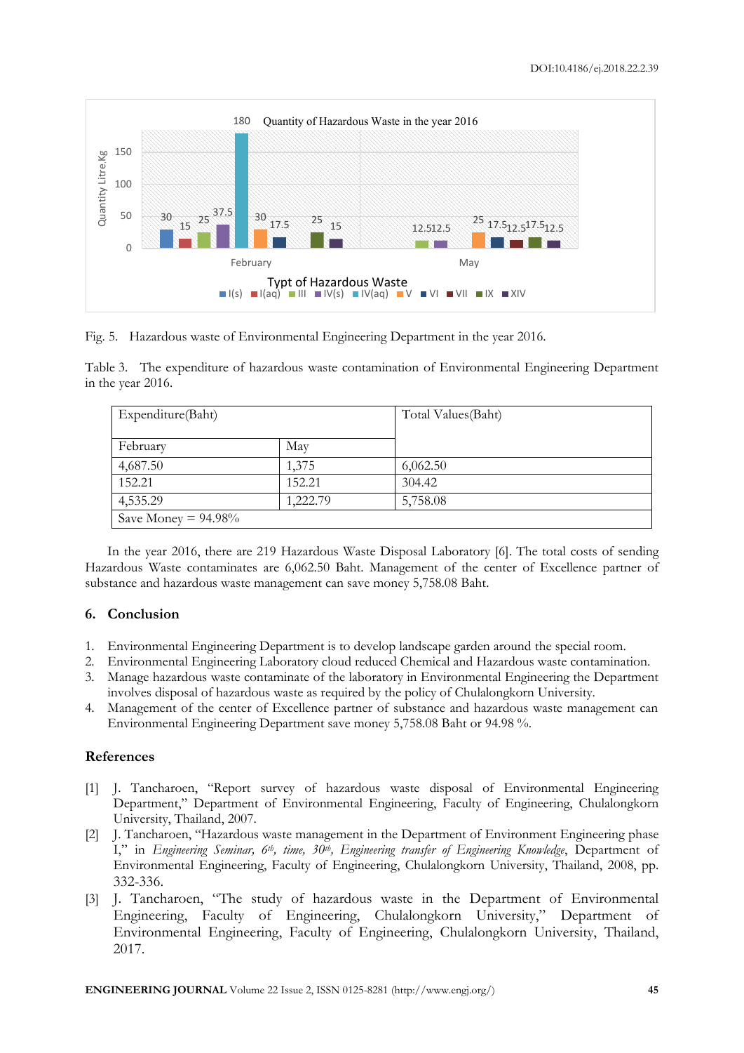Fig. 5. Hazardous waste of Environmental Engineering Department in the year 2016.

Table 3. The expenditure of hazardous waste contamination of Environmental Engineering Department in the year 2016.

| Expenditure(Baht) | | Total Values(Baht) |
|---|---|---|
| February | May | |
| 4,687.50 | 1,375 | 6,062.50 |
| 152.21 | 152.21 | 304.42 |
| 4,535.29 | 1,222.79 | 5,758.08 |
| Save Money = 94.98% | | |

In the year 2016, there are 219 Hazardous Waste Disposal Laboratory [6]. The total costs of sending Hazardous Waste contaminates are 6,062.50 Baht. Management of the center of Excellence partner of substance and hazardous waste management can save money 5,758.08 Baht.

## 6. Conclusion

1. Environmental Engineering Department is to develop landscape garden around the special room.
2. Environmental Engineering Laboratory cloud reduced Chemical and Hazardous waste contamination.
3. Manage hazardous waste contaminate of the laboratory in Environmental Engineering the Department involves disposal of hazardous waste as required by the policy of Chulalongkorn University.
4. Management of the center of Excellence partner of substance and hazardous waste management can Environmental Engineering Department save money 5,758.08 Baht or 94.98 %.

## References

[1] J. Tancharoen, "Report survey of hazardous waste disposal of Environmental Engineering Department," Department of Environmental Engineering, Faculty of Engineering, Chulalongkorn University, Thailand, 2007.

[2] J. Tancharoen, "Hazardous waste management in the Department of Environment Engineering phase I," in *Engineering Seminar, 6th, time, 30th, Engineering transfer of Engineering Knowledge*, Department of Environmental Engineering, Faculty of Engineering, Chulalongkorn University, Thailand, 2008, pp. 332-336.

[3] J. Tancharoen, "The study of hazardous waste in the Department of Environmental Engineering, Faculty of Engineering, Chulalongkorn University," Department of Environmental Engineering, Faculty of Engineering, Chulalongkorn University, Thailand, 2017.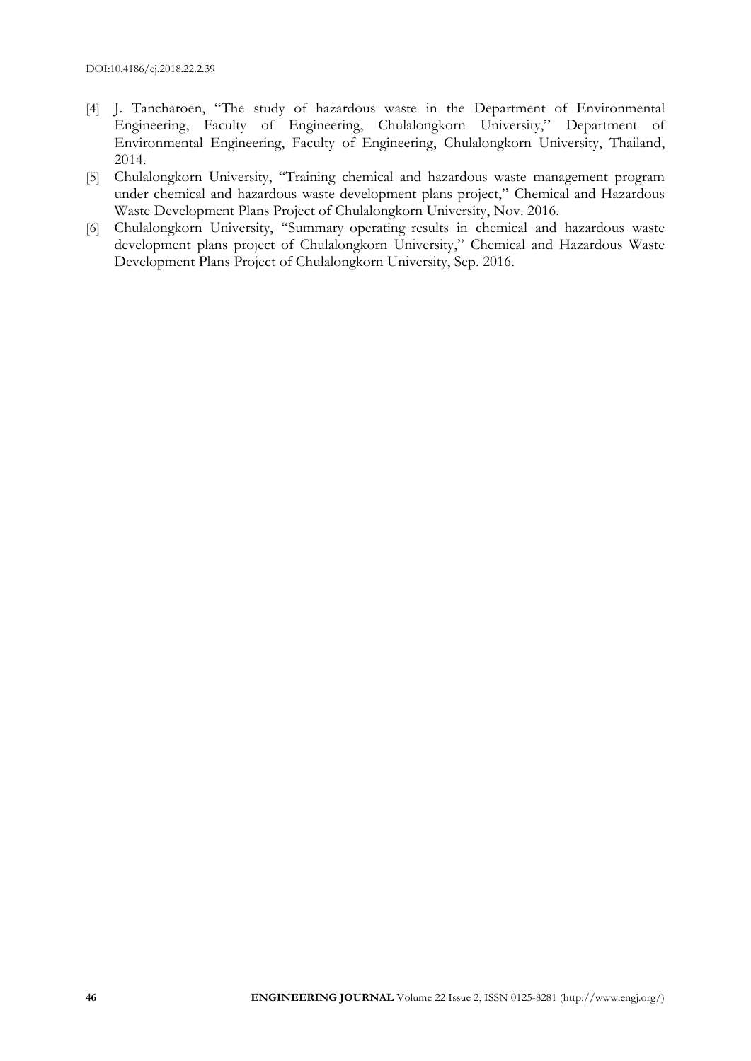[4] J. Tancharoen, "The study of hazardous waste in the Department of Environmental Engineering, Faculty of Engineering, Chulalongkorn University," Department of Environmental Engineering, Faculty of Engineering, Chulalongkorn University, Thailand, 2014.

[5] Chulalongkorn University, "Training chemical and hazardous waste management program under chemical and hazardous waste development plans project," Chemical and Hazardous Waste Development Plans Project of Chulalongkorn University, Nov. 2016.

[6] Chulalongkorn University, "Summary operating results in chemical and hazardous waste development plans project of Chulalongkorn University," Chemical and Hazardous Waste Development Plans Project of Chulalongkorn University, Sep. 2016.